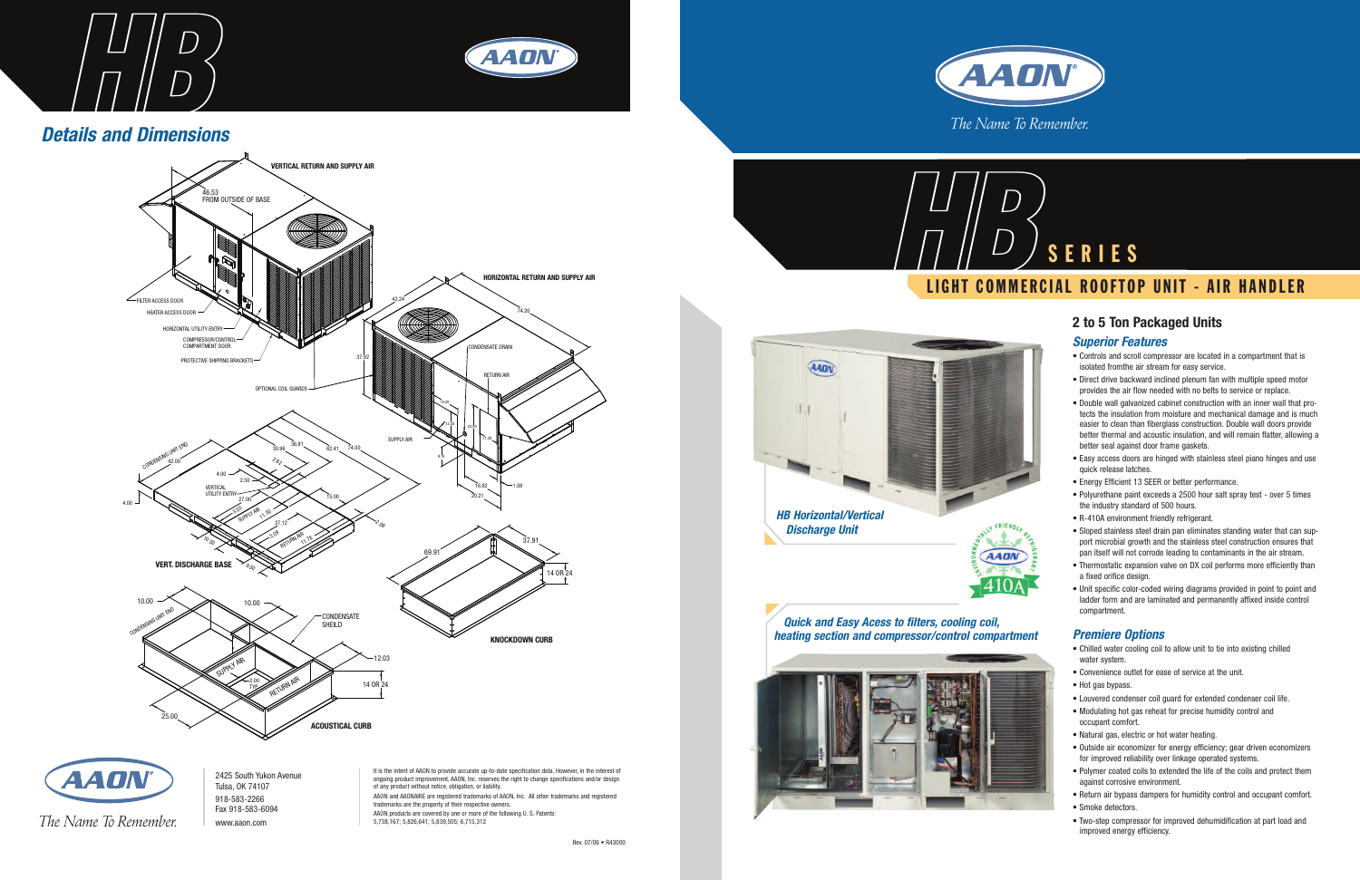# HB

## Details and Dimensions

VERTICAL RETURN AND SUPPLY AIR

46.53 FROM OUTSIDE OF BASE

FILTER ACCESS DOOR

HEATER ACCESS DOOR

HORIZONTAL UTILITY ENTRY

COMPRESSOR/CONTROL COMPARTMENT DOOR

PROTECTIVE SHIPPING BRACKETS

OPTIONAL COIL GUARDS

HORIZONTAL RETURN AND SUPPLY AIR

42.24

74.20

37.92

CONDENSATE DRAIN

RETURN AIR

SUPPLY AIR

16.82

1.08

20.21

VERT. DISCHARGE BASE

CONDENSING UNIT END

42.00

30.96

36.91

62.41

74.00

2.62

4.00

2.50

VERTICAL UTILITY ENTRY

27.00

15.00

SUPPLY AIR

RETURN AIR

27.12

11.76

4.00

2.98

10.00

10.00

CONDENSATE SHEILD

12.03

14 OR 24

SUPPLY AIR

RETURN AIR

2.00 TYP

25.00

ACOUSTICAL CURB

69.91

37.91

14 OR 24

KNOCKDOWN CURB

AAON

The Name To Remember.

2425 South Yukon Avenue
Tulsa, OK 74107
918-583-2266
Fax 918-583-6094
www.aaon.com

It is the intent of AAON to provide accurate up-to-date specification data. However, in the interest of ongoing product improvement, AAON, Inc. reserves the right to change specifications and/or design of any product without notice, obligation, or liability.

AAON and AAONAIRE are registered trademarks of AAON, Inc. All other trademarks and registered trademarks are the property of their respective owners.

AAON products are covered by one or more of the following U. S. Patents: 5,738,167; 5,826,641; 5,839,505; 6,715,312

Rev. 07/06 • R43000

AAON

The Name To Remember.

# HB SERIES

## LIGHT COMMERCIAL ROOFTOP UNIT - AIR HANDLER

*HB Horizontal/Vertical Discharge Unit*

*Quick and Easy Access to filters, cooling coil, heating section and compressor/control compartment*

## 2 to 5 Ton Packaged Units

### *Superior Features*

- Controls and scroll compressor are located in a compartment that is isolated fromthe air stream for easy service.
- Direct drive backward inclined plenum fan with multiple speed motor provides the air flow needed with no belts to service or replace.
- Double wall galvanized cabinet construction with an inner wall that protects the insulation from moisture and mechanical damage and is much easier to clean than fiberglass construction. Double wall doors provide better thermal and acoustic insulation, and will remain flatter, allowing a better seal against door frame gaskets.
- Easy access doors are hinged with stainless steel piano hinges and use quick release latches.
- Energy Efficient 13 SEER or better performance.
- Polyurethane paint exceeds a 2500 hour salt spray test - over 5 times the industry standard of 500 hours.
- R-410A environment friendly refrigerant.
- Sloped stainless steel drain pan eliminates standing water that can support microbial growth and the stainless steel construction ensures that pan itself will not corrode leading to contaminants in the air stream.
- Thermostatic expansion valve on DX coil performs more efficiently than a fixed orifice design.
- Unit specific color-coded wiring diagrams provided in point to point and ladder form and are laminated and permanently affixed inside control compartment.

### *Premiere Options*

- Chilled water cooling coil to allow unit to tie into existing chilled water system.
- Convenience outlet for ease of service at the unit.
- Hot gas bypass.
- Louvered condenser coil guard for extended condenser coil life.
- Modulating hot gas reheat for precise humidity control and occupant comfort.
- Natural gas, electric or hot water heating.
- Outside air economizer for energy efficiency; gear driven economizers for improved reliability over linkage operated systems.
- Polymer coated coils to extended the life of the coils and protect them against corrosive environment.
- Return air bypass dampers for humidity control and occupant comfort.
- Smoke detectors.
- Two-step compressor for improved dehumidification at part load and improved energy efficiency.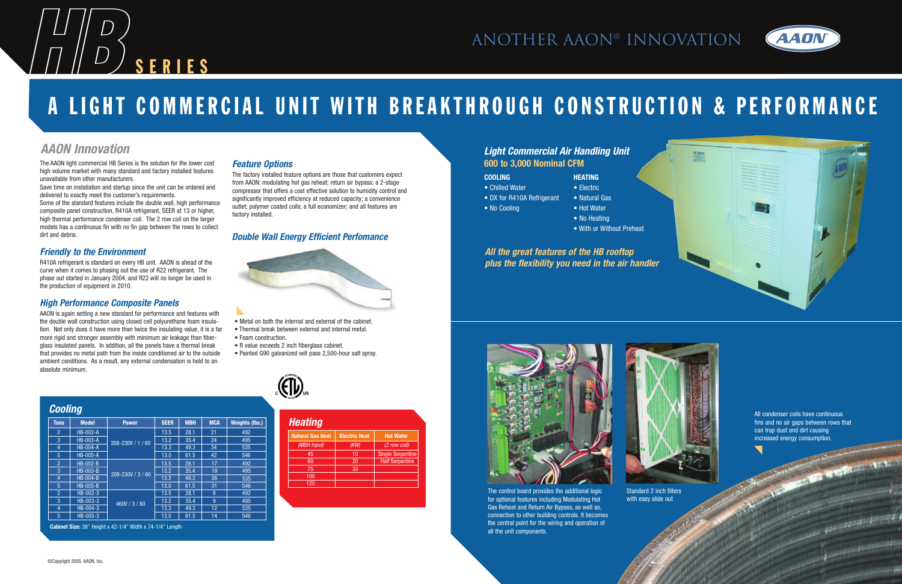# HB SERIES

ANOTHER AAON® INNOVATION

# A LIGHT COMMERCIAL UNIT WITH BREAKTHROUGH CONSTRUCTION & PERFORMANCE

## AAON Innovation

The AAON light commercial HB Series is the solution for the lower cost high volume market with many standard and factory installed features unavailable from other manufacturers.

Save time on installation and startup since the unit can be ordered and delivered to exactly meet the customer's requirements.

Some of the standard features include the double wall, high performance composite panel construction, R410A refrigerant, SEER at 13 or higher, high thermal performance condenser coil. The 2 row coil on the larger models has a continuous fin with no fin gap between the rows to collect dirt and debris.

## Friendly to the Environment

R410A refrigerant is standard on every HB unit. AAON is ahead of the curve when it comes to phasing out the use of R22 refrigerant. The phase out started in January 2004, and R22 will no longer be used in the production of equipment in 2010.

## High Performance Composite Panels

AAON is again setting a new standard for performance and features with the double wall construction using closed cell polyurethane foam insulation. Not only does it have more than twice the insulating value, it is a far more rigid and stronger assembly with minimum air leakage than fiberglass insulated panels. In addition, all the panels have a thermal break that provides no metal path from the inside conditioned air to the outside ambient conditions. As a result, any external condensation is held to an absolute minimum.

## Feature Options

The factory installed feature options are those that customers expect from AAON: modulating hot gas reheat; return air bypass; a 2-stage compressor that offers a cost effective solution to humidity control and significantly improved efficiency at reduced capacity; a convenience outlet; polymer coated coils; a full economizer; and all features are factory installed.

## Double Wall Energy Efficient Perfomance

- Metal on both the internal and external of the cabinet.
- Thermal break between external and internal metal.
- Foam construction.
- R value exceeds 2 inch fiberglass cabinet.
- Painted G90 galvanized will pass 2,500-hour salt spray.

## Cooling

| Tons | Model | Power | SEER | MBH | MCA | Weights (lbs.) |
|---|---|---|---|---|---|---|
| 2 | HB-002-A | 208-230V / 1 / 60 | 13.5 | 28.1 | 21 | 492 |
| 3 | HB-003-A | | 13.2 | 35.4 | 24 | 495 |
| 4 | HB-004-A | | 13.3 | 49.3 | 34 | 535 |
| 5 | HB-005-A | | 13.0 | 61.5 | 42 | 546 |
| 2 | HB-002-B | 208-230V / 3 / 60 | 13.5 | 28.1 | 17 | 492 |
| 3 | HB-003-B | | 13.2 | 35.4 | 19 | 495 |
| 4 | HB-004-B | | 13.3 | 49.3 | 26 | 535 |
| 5 | HB-005-B | | 13.0 | 61.5 | 31 | 546 |
| 2 | HB-002-3 | 460V / 3 / 60 | 13.5 | 28.1 | 8 | 492 |
| 3 | HB-003-3 | | 13.2 | 35.4 | 9 | 495 |
| 4 | HB-004-3 | | 13.3 | 49.3 | 12 | 535 |
| 5 | HB-005-3 | | 13.0 | 61.5 | 14 | 546 |

**Cabinet Size:** 38" Height x 42-1/4" Width x 74-1/4" Length

## Heating

| Natural Gas Heat | Electric Heat | Hot Water |
|---|---|---|
| (MBH Input) | (KW) | (2 row coil) |
| 45 | 10 | Single Serpentine |
| 60 | 20 | Half Serpentine |
| 75 | 30 | |
| 100 | | |
| 125 | | |

## Light Commercial Air Handling Unit

### 600 to 3,000 Nominal CFM

**COOLING**

- Chilled Water
- DX for R410A Refrigerant
- No Cooling

**HEATING**

- Electric
- Natural Gas
- Hot Water
- No Heating
- With or Without Preheat

*All the great features of the HB rooftop plus the flexibility you need in the air handler*

The control board provides the additional logic for optional features including Modulating Hot Gas Reheat and Return Air Bypass, as well as, connection to other building controls. It becomes the central point for the wiring and operation of all the unit components.

Standard 2 inch filters with easy slide out

All condenser coils have continuous fins and no air gaps between rows that can trap dust and dirt causing increased energy consumption.

©Copyright 2005. AAON, Inc.